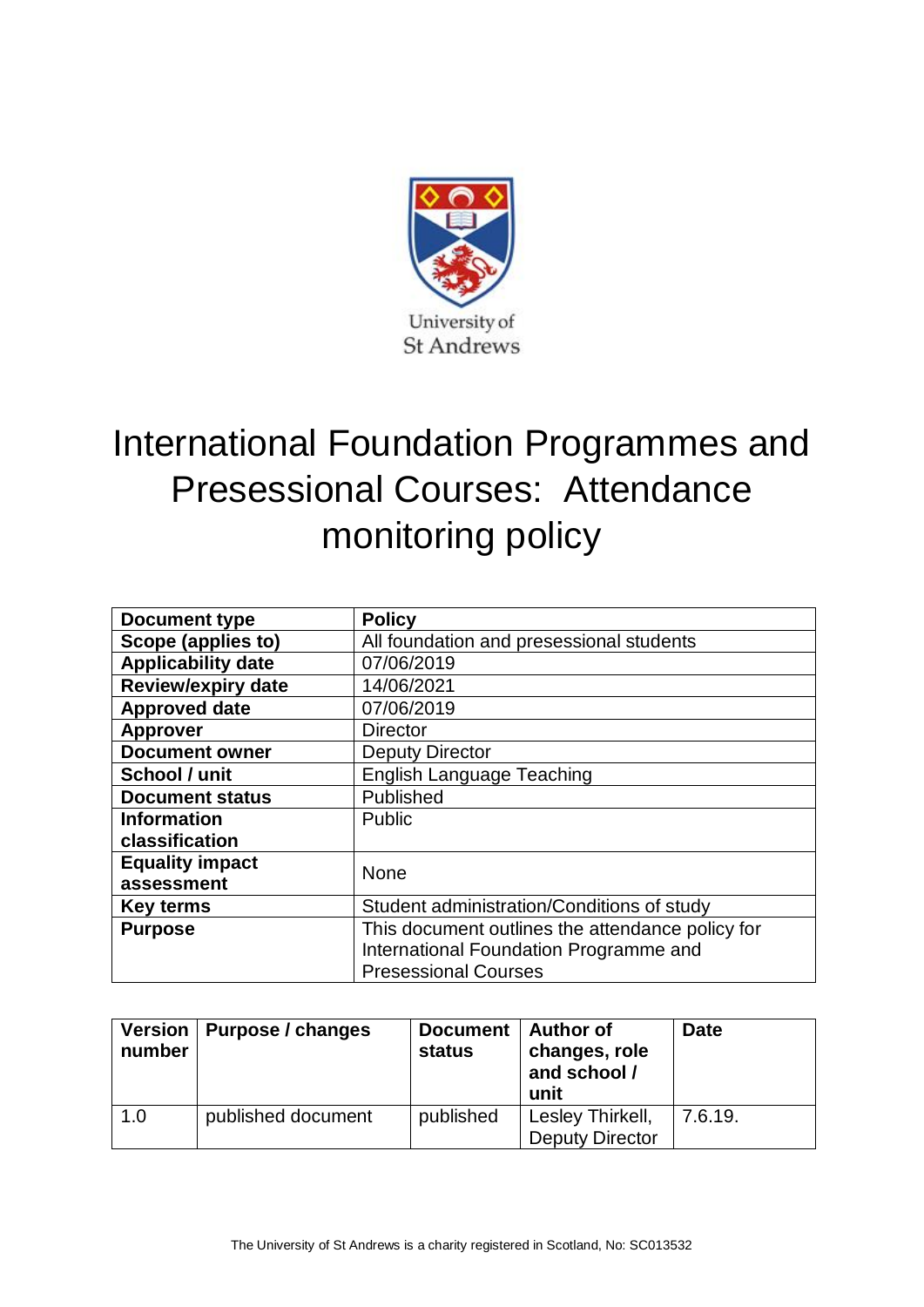University of St Andrews

# International Foundation Programmes and Presessional Courses: Attendance monitoring policy

| Document type | Policy |
|---|---|
| Scope (applies to) | All foundation and presessional students |
| Applicability date | 07/06/2019 |
| Review/expiry date | 14/06/2021 |
| Approved date | 07/06/2019 |
| Approver | Director |
| Document owner | Deputy Director |
| School / unit | English Language Teaching |
| Document status | Published |
| Information classification | Public |
| Equality impact assessment | None |
| Key terms | Student administration/Conditions of study |
| Purpose | This document outlines the attendance policy for International Foundation Programme and Presessional Courses |

| Version number | Purpose / changes | Document status | Author of changes, role and school / unit | Date |
|---|---|---|---|---|
| 1.0 | published document | published | Lesley Thirkell, Deputy Director | 7.6.19. |

The University of St Andrews is a charity registered in Scotland, No: SC013532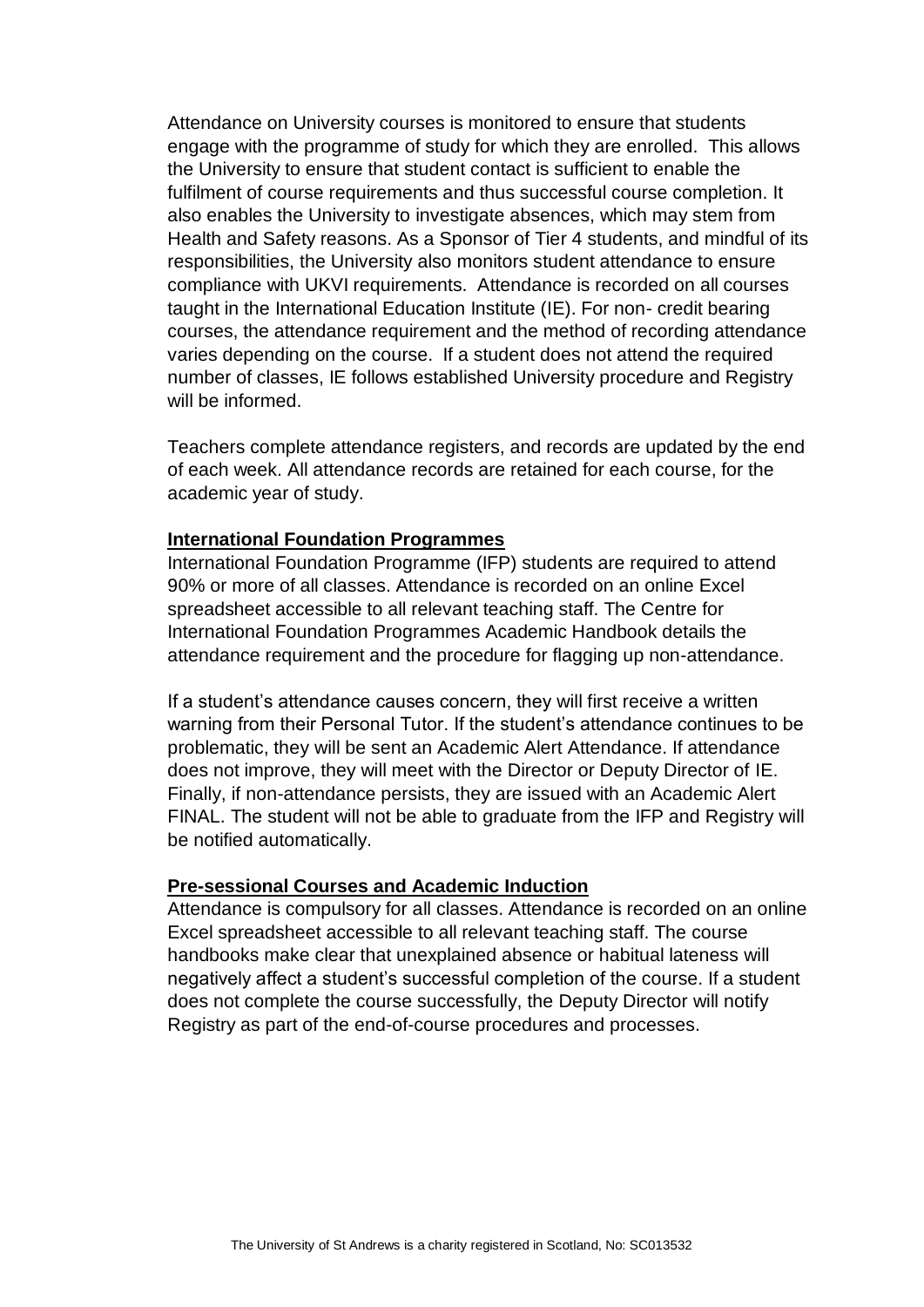Attendance on University courses is monitored to ensure that students engage with the programme of study for which they are enrolled. This allows the University to ensure that student contact is sufficient to enable the fulfilment of course requirements and thus successful course completion. It also enables the University to investigate absences, which may stem from Health and Safety reasons. As a Sponsor of Tier 4 students, and mindful of its responsibilities, the University also monitors student attendance to ensure compliance with UKVI requirements. Attendance is recorded on all courses taught in the International Education Institute (IE). For non- credit bearing courses, the attendance requirement and the method of recording attendance varies depending on the course. If a student does not attend the required number of classes, IE follows established University procedure and Registry will be informed.

Teachers complete attendance registers, and records are updated by the end of each week. All attendance records are retained for each course, for the academic year of study.

**International Foundation Programmes**

International Foundation Programme (IFP) students are required to attend 90% or more of all classes. Attendance is recorded on an online Excel spreadsheet accessible to all relevant teaching staff. The Centre for International Foundation Programmes Academic Handbook details the attendance requirement and the procedure for flagging up non-attendance.

If a student's attendance causes concern, they will first receive a written warning from their Personal Tutor. If the student's attendance continues to be problematic, they will be sent an Academic Alert Attendance. If attendance does not improve, they will meet with the Director or Deputy Director of IE. Finally, if non-attendance persists, they are issued with an Academic Alert FINAL. The student will not be able to graduate from the IFP and Registry will be notified automatically.

**Pre-sessional Courses and Academic Induction**

Attendance is compulsory for all classes. Attendance is recorded on an online Excel spreadsheet accessible to all relevant teaching staff. The course handbooks make clear that unexplained absence or habitual lateness will negatively affect a student's successful completion of the course. If a student does not complete the course successfully, the Deputy Director will notify Registry as part of the end-of-course procedures and processes.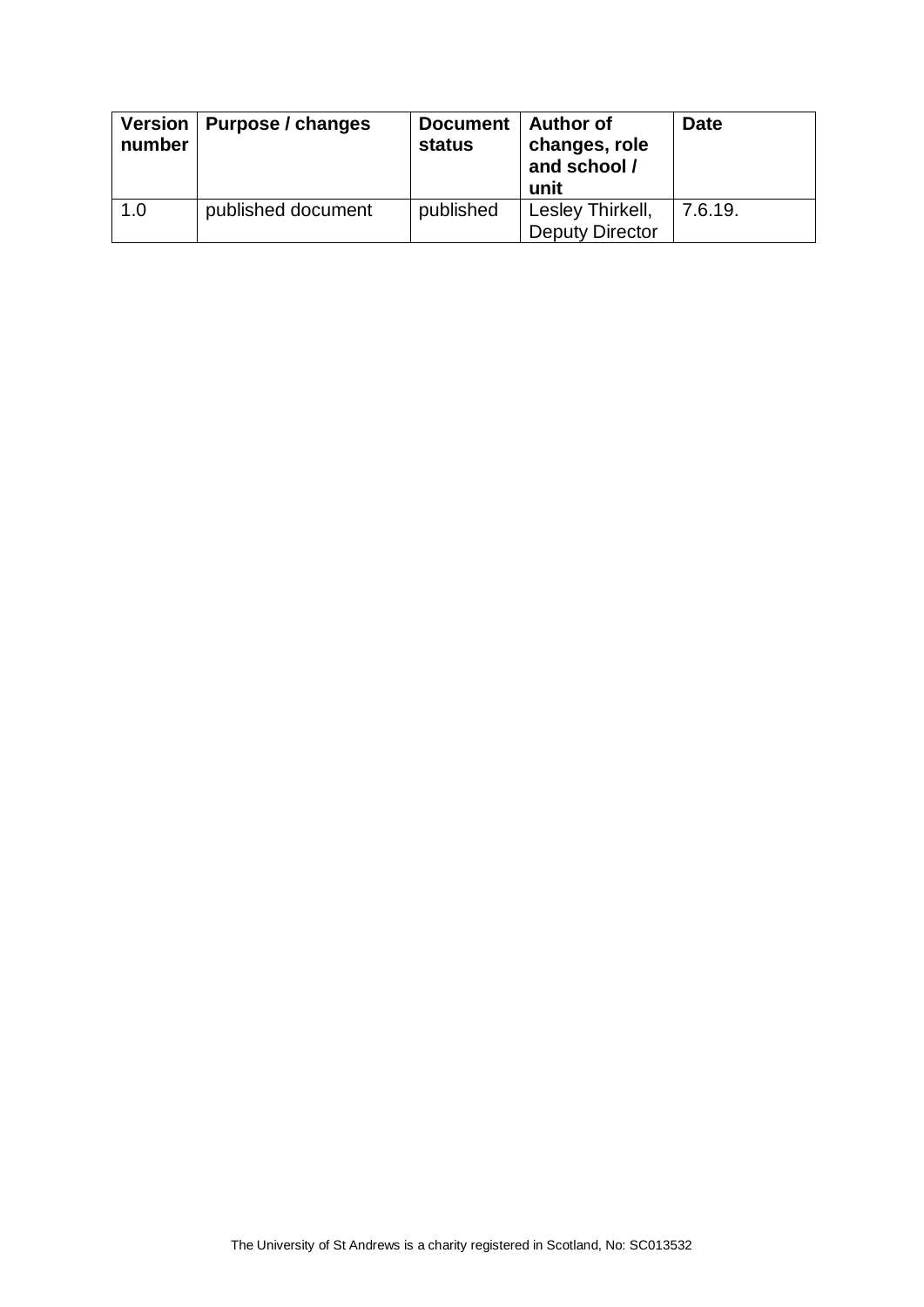| Version number | Purpose / changes | Document status | Author of changes, role and school / unit | Date |
|---|---|---|---|---|
| 1.0 | published document | published | Lesley Thirkell, Deputy Director | 7.6.19. |

The University of St Andrews is a charity registered in Scotland, No: SC013532